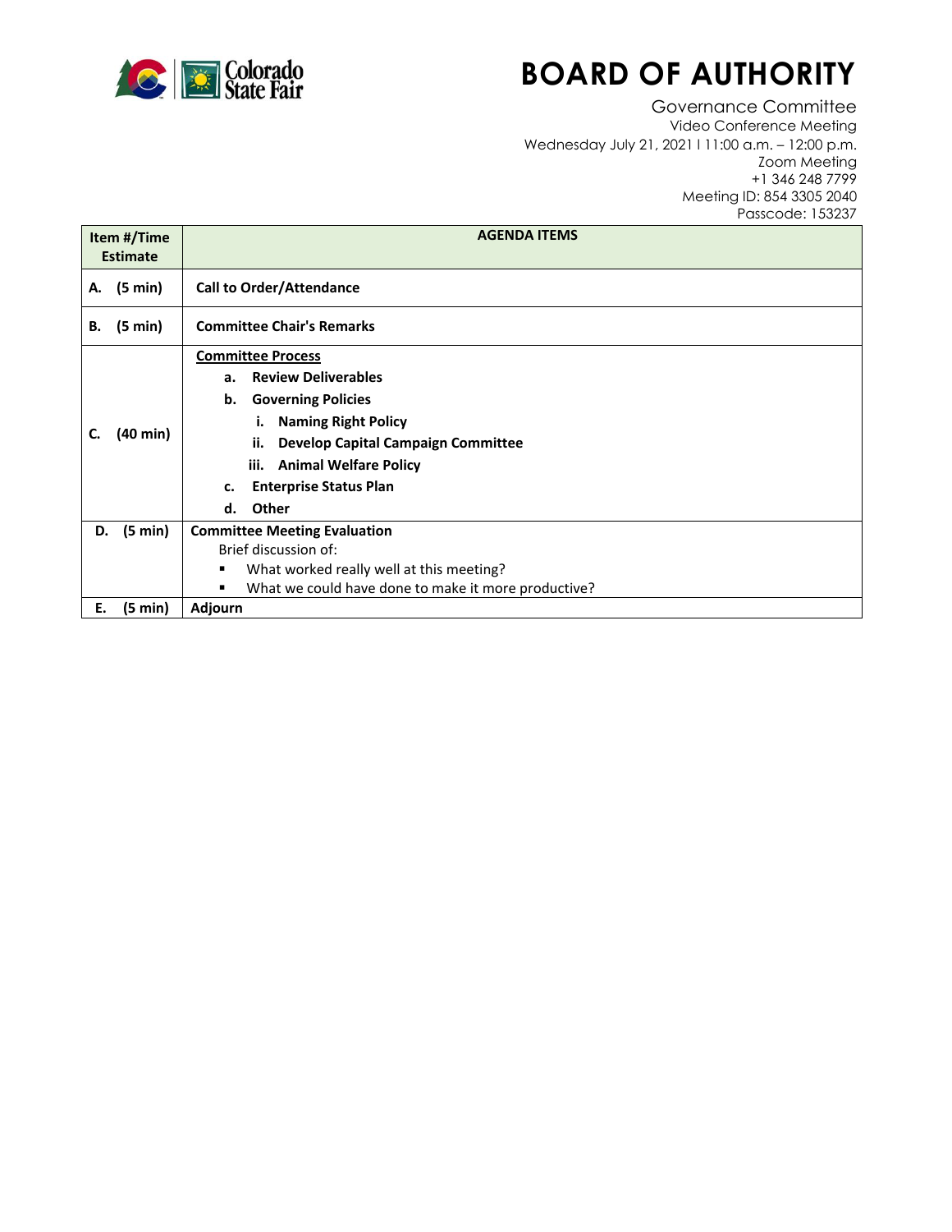# BOARD OF AUTHORITY

Governance Committee
Video Conference Meeting
Wednesday July 21, 2021 l 11:00 a.m. – 12:00 p.m.
Zoom Meeting
+1 346 248 7799
Meeting ID: 854 3305 2040
Passcode: 153237

| Item #/Time Estimate | AGENDA ITEMS |
|---|---|
| **A. (5 min)** | **Call to Order/Attendance** |
| **B. (5 min)** | **Committee Chair's Remarks** |
| **C. (40 min)** | **Committee Process**<br>**a. Review Deliverables**<br>**b. Governing Policies**<br>**i. Naming Right Policy**<br>**ii. Develop Capital Campaign Committee**<br>**iii. Animal Welfare Policy**<br>**c. Enterprise Status Plan**<br>**d. Other** |
| **D. (5 min)** | **Committee Meeting Evaluation**<br>Brief discussion of:<br>▪ What worked really well at this meeting?<br>▪ What we could have done to make it more productive? |
| **E. (5 min)** | **Adjourn** |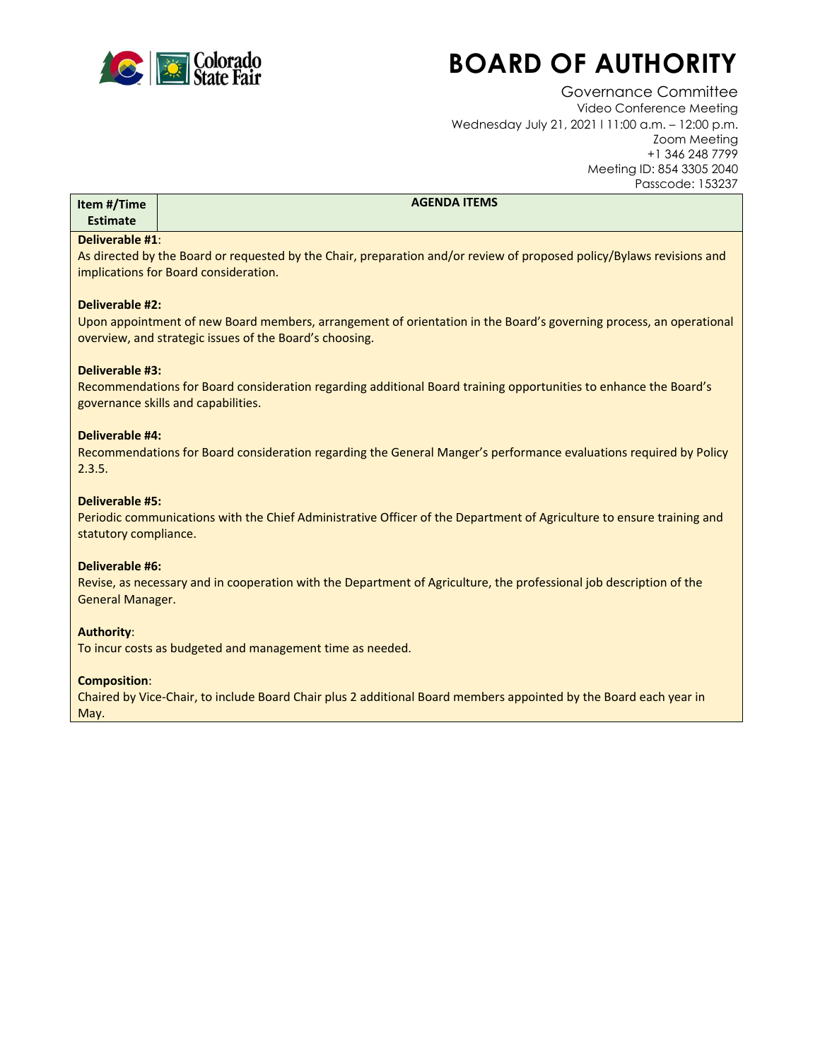# BOARD OF AUTHORITY

Governance Committee
Video Conference Meeting
Wednesday July 21, 2021 l 11:00 a.m. – 12:00 p.m.
Zoom Meeting
+1 346 248 7799
Meeting ID: 854 3305 2040
Passcode: 153237

| Item #/Time Estimate | AGENDA ITEMS |
|---|---|

**Deliverable #1**:
As directed by the Board or requested by the Chair, preparation and/or review of proposed policy/Bylaws revisions and implications for Board consideration.

**Deliverable #2:**
Upon appointment of new Board members, arrangement of orientation in the Board's governing process, an operational overview, and strategic issues of the Board's choosing.

**Deliverable #3:**
Recommendations for Board consideration regarding additional Board training opportunities to enhance the Board's governance skills and capabilities.

**Deliverable #4:**
Recommendations for Board consideration regarding the General Manger's performance evaluations required by Policy 2.3.5.

**Deliverable #5:**
Periodic communications with the Chief Administrative Officer of the Department of Agriculture to ensure training and statutory compliance.

**Deliverable #6:**
Revise, as necessary and in cooperation with the Department of Agriculture, the professional job description of the General Manager.

**Authority**:
To incur costs as budgeted and management time as needed.

**Composition**:
Chaired by Vice-Chair, to include Board Chair plus 2 additional Board members appointed by the Board each year in May.